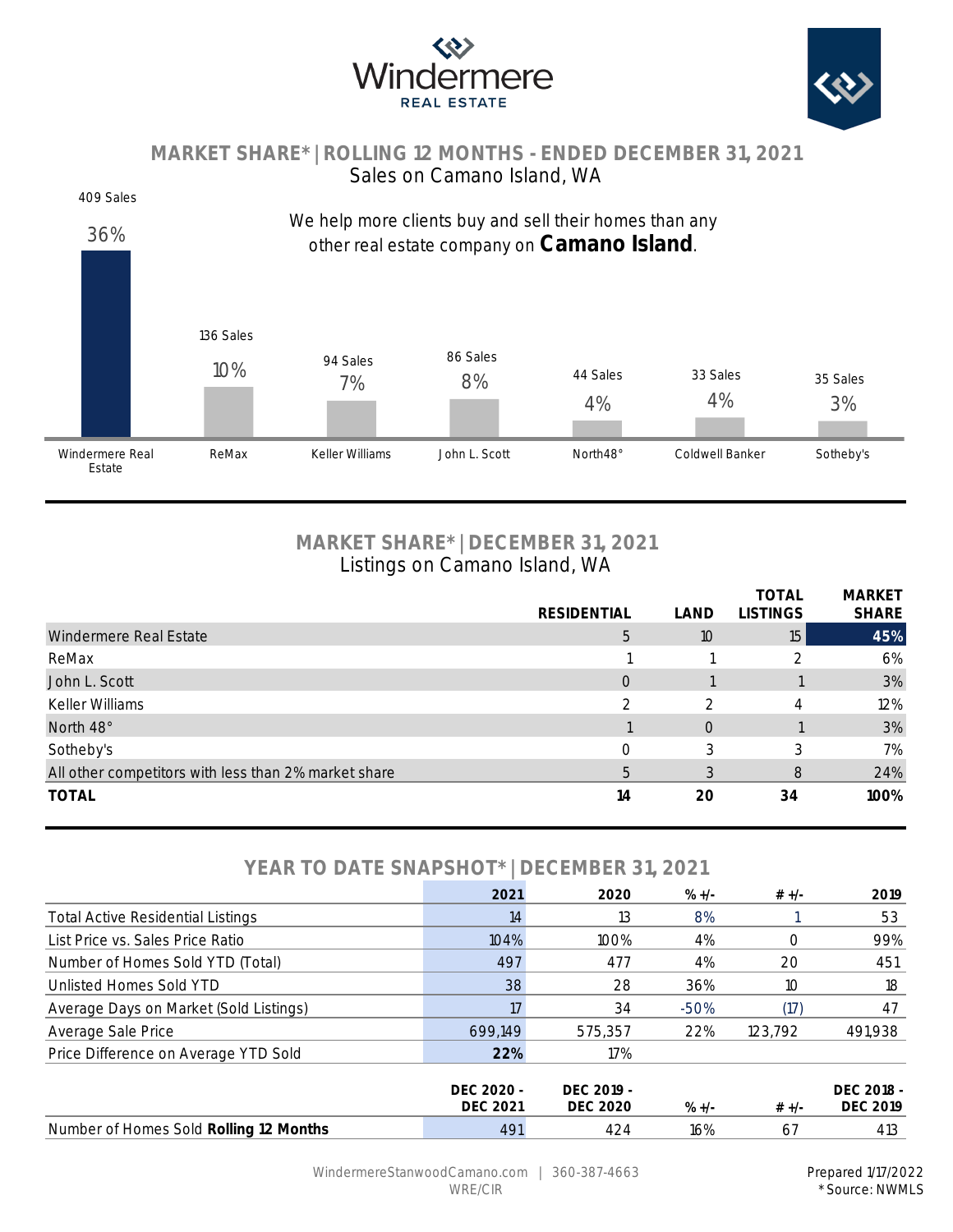Windermere REAL ESTATE

## MARKET SHARE* | ROLLING 12 MONTHS - ENDED DECEMBER 31, 2021

Sales on Camano Island, WA

We help more clients buy and sell their homes than any other real estate company on **Camano Island**.

| Company | Sales | Share |
|---|---|---|
| Windermere Real Estate | 409 Sales | 36% |
| ReMax | 136 Sales | 10% |
| Keller Williams | 94 Sales | 7% |
| John L. Scott | 86 Sales | 8% |
| North48° | 44 Sales | 4% |
| Coldwell Banker | 33 Sales | 4% |
| Sotheby's | 35 Sales | 3% |

## MARKET SHARE* | DECEMBER 31, 2021

Listings on Camano Island, WA

| | RESIDENTIAL | LAND | TOTAL LISTINGS | MARKET SHARE |
|---|---|---|---|---|
| Windermere Real Estate | 5 | 10 | 15 | 45% |
| ReMax | 1 | 1 | 2 | 6% |
| John L. Scott | 0 | 1 | 1 | 3% |
| Keller Williams | 2 | 2 | 4 | 12% |
| North 48° | 1 | 0 | 1 | 3% |
| Sotheby's | 0 | 3 | 3 | 7% |
| All other competitors with less than 2% market share | 5 | 3 | 8 | 24% |
| **TOTAL** | **14** | **20** | **34** | **100%** |

## YEAR TO DATE SNAPSHOT* | DECEMBER 31, 2021

| | 2021 | 2020 | % +/- | # +/- | 2019 |
|---|---|---|---|---|---|
| Total Active Residential Listings | 14 | 13 | 8% | 1 | 53 |
| List Price vs. Sales Price Ratio | 104% | 100% | 4% | 0 | 99% |
| Number of Homes Sold YTD (Total) | 497 | 477 | 4% | 20 | 451 |
| Unlisted Homes Sold YTD | 38 | 28 | 36% | 10 | 18 |
| Average Days on Market (Sold Listings) | 17 | 34 | -50% | (17) | 47 |
| Average Sale Price | 699,149 | 575,357 | 22% | 123,792 | 491,938 |
| Price Difference on Average YTD Sold | **22%** | 17% | | | |

| | DEC 2020 - DEC 2021 | DEC 2019 - DEC 2020 | % +/- | # +/- | DEC 2018 - DEC 2019 |
|---|---|---|---|---|---|
| Number of Homes Sold **Rolling 12 Months** | 491 | 424 | 16% | 67 | 413 |

WindermereStanwoodCamano.com | 360-387-4663
WRE/CIR

Prepared 1/17/2022
*Source: NWMLS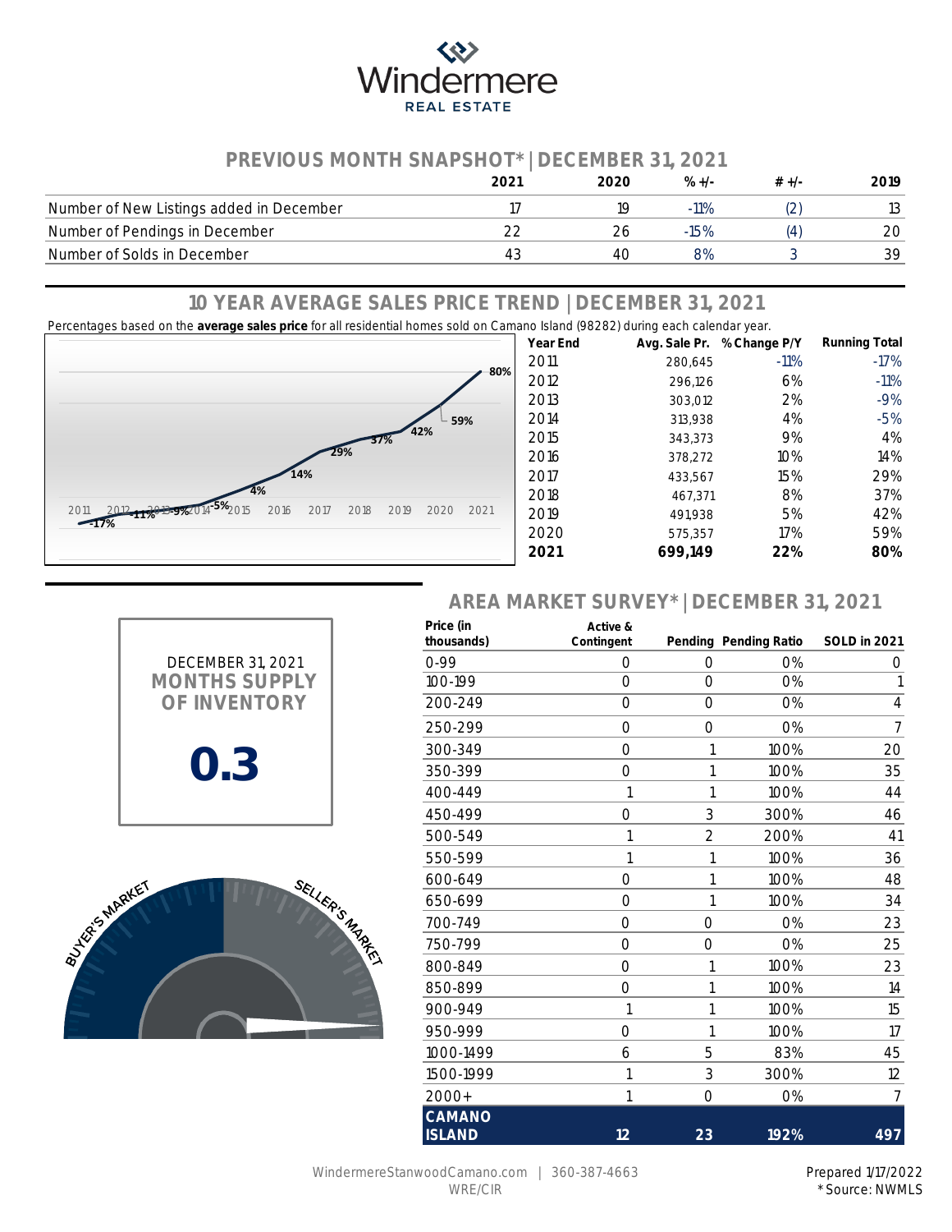Windermere
REAL ESTATE

## PREVIOUS MONTH SNAPSHOT* | DECEMBER 31, 2021

| | 2021 | 2020 | % +/- | # +/- | 2019 |
|---|---|---|---|---|---|
| Number of New Listings added in December | 17 | 19 | -11% | (2) | 13 |
| Number of Pendings in December | 22 | 26 | -15% | (4) | 20 |
| Number of Solds in December | 43 | 40 | 8% | 3 | 39 |

## 10 YEAR AVERAGE SALES PRICE TREND | DECEMBER 31, 2021

Percentages based on the **average sales price** for all residential homes sold on Camano Island (98282) during each calendar year.

2011 2012 2013 2014 2015 2016 2017 2018 2019 2020 2021

-17% -11% -9% -5% 4% 14% 29% 37% 42% 59% 80%

| Year End | Avg. Sale Pr. | % Change P/Y | Running Total |
|---|---|---|---|
| 2011 | 280,645 | -11% | -17% |
| 2012 | 296,126 | 6% | -11% |
| 2013 | 303,012 | 2% | -9% |
| 2014 | 313,938 | 4% | -5% |
| 2015 | 343,373 | 9% | 4% |
| 2016 | 378,272 | 10% | 14% |
| 2017 | 433,567 | 15% | 29% |
| 2018 | 467,371 | 8% | 37% |
| 2019 | 491,938 | 5% | 42% |
| 2020 | 575,357 | 17% | 59% |
| **2021** | **699,149** | **22%** | **80%** |

DECEMBER 31, 2021
**MONTHS SUPPLY OF INVENTORY**

**0.3**

BUYER'S MARKET
SELLER'S MARKET

## AREA MARKET SURVEY* | DECEMBER 31, 2021

| Price (in thousands) | Active & Contingent | Pending | Pending Ratio | SOLD in 2021 |
|---|---|---|---|---|
| 0-99 | 0 | 0 | 0% | 0 |
| 100-199 | 0 | 0 | 0% | 1 |
| 200-249 | 0 | 0 | 0% | 4 |
| 250-299 | 0 | 0 | 0% | 7 |
| 300-349 | 0 | 1 | 100% | 20 |
| 350-399 | 0 | 1 | 100% | 35 |
| 400-449 | 1 | 1 | 100% | 44 |
| 450-499 | 0 | 3 | 300% | 46 |
| 500-549 | 1 | 2 | 200% | 41 |
| 550-599 | 1 | 1 | 100% | 36 |
| 600-649 | 0 | 1 | 100% | 48 |
| 650-699 | 0 | 1 | 100% | 34 |
| 700-749 | 0 | 0 | 0% | 23 |
| 750-799 | 0 | 0 | 0% | 25 |
| 800-849 | 0 | 1 | 100% | 23 |
| 850-899 | 0 | 1 | 100% | 14 |
| 900-949 | 1 | 1 | 100% | 15 |
| 950-999 | 0 | 1 | 100% | 17 |
| 1000-1499 | 6 | 5 | 83% | 45 |
| 1500-1999 | 1 | 3 | 300% | 12 |
| 2000+ | 1 | 0 | 0% | 7 |
| **CAMANO ISLAND** | **12** | **23** | **192%** | **497** |

WindermereStanwoodCamano.com | 360-387-4663
WRE/CIR

Prepared 1/17/2022
* Source: NWMLS